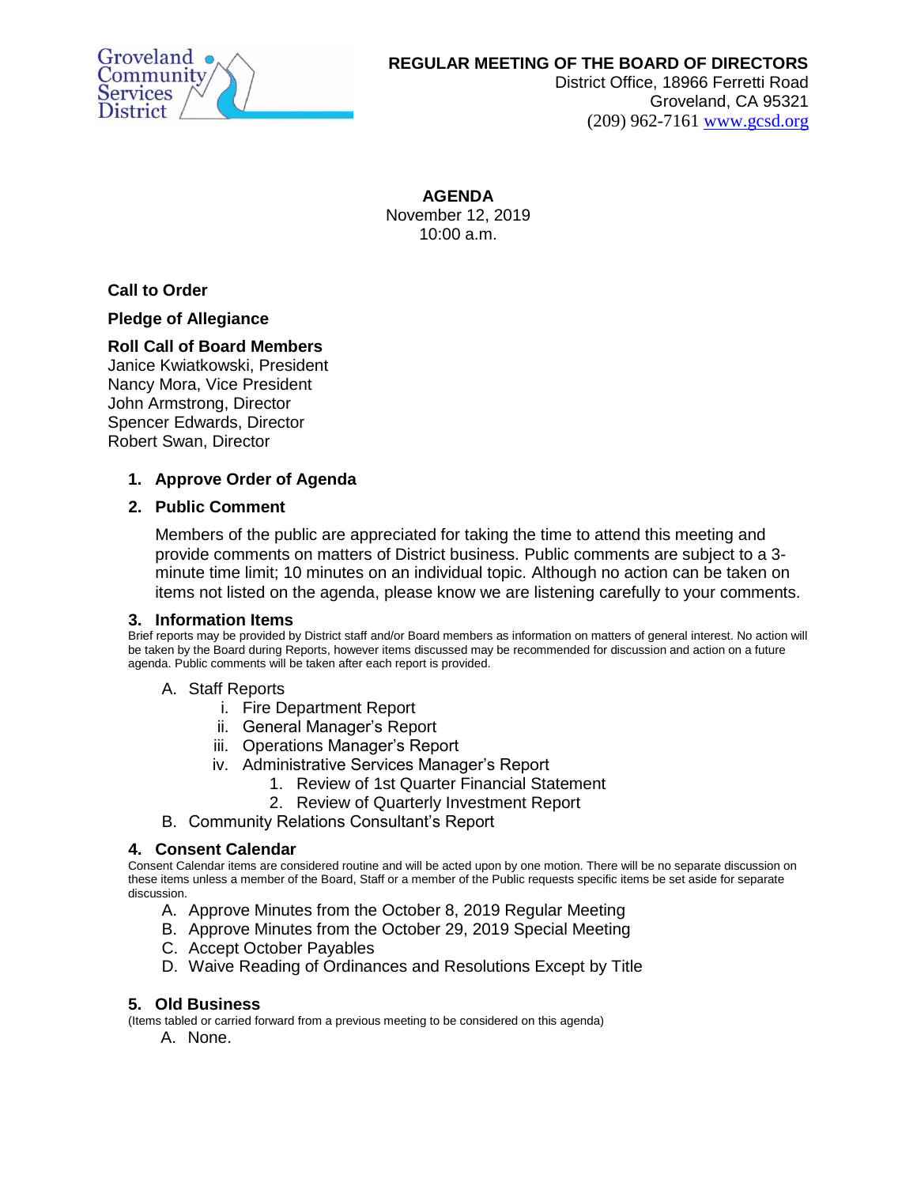Groveland Community Services District

**REGULAR MEETING OF THE BOARD OF DIRECTORS**
District Office, 18966 Ferretti Road
Groveland, CA 95321
(209) 962-7161 www.gcsd.org

**AGENDA**
November 12, 2019
10:00 a.m.

**Call to Order**

**Pledge of Allegiance**

**Roll Call of Board Members**
Janice Kwiatkowski, President
Nancy Mora, Vice President
John Armstrong, Director
Spencer Edwards, Director
Robert Swan, Director

1. **Approve Order of Agenda**

2. **Public Comment**

   Members of the public are appreciated for taking the time to attend this meeting and provide comments on matters of District business. Public comments are subject to a 3-minute time limit; 10 minutes on an individual topic. Although no action can be taken on items not listed on the agenda, please know we are listening carefully to your comments.

3. **Information Items**

   Brief reports may be provided by District staff and/or Board members as information on matters of general interest. No action will be taken by the Board during Reports, however items discussed may be recommended for discussion and action on a future agenda. Public comments will be taken after each report is provided.

   A. Staff Reports
      i. Fire Department Report
      ii. General Manager's Report
      iii. Operations Manager's Report
      iv. Administrative Services Manager's Report
         1. Review of 1st Quarter Financial Statement
         2. Review of Quarterly Investment Report

   B. Community Relations Consultant's Report

4. **Consent Calendar**

   Consent Calendar items are considered routine and will be acted upon by one motion. There will be no separate discussion on these items unless a member of the Board, Staff or a member of the Public requests specific items be set aside for separate discussion.

   A. Approve Minutes from the October 8, 2019 Regular Meeting
   B. Approve Minutes from the October 29, 2019 Special Meeting
   C. Accept October Payables
   D. Waive Reading of Ordinances and Resolutions Except by Title

5. **Old Business**

   (Items tabled or carried forward from a previous meeting to be considered on this agenda)

   A. None.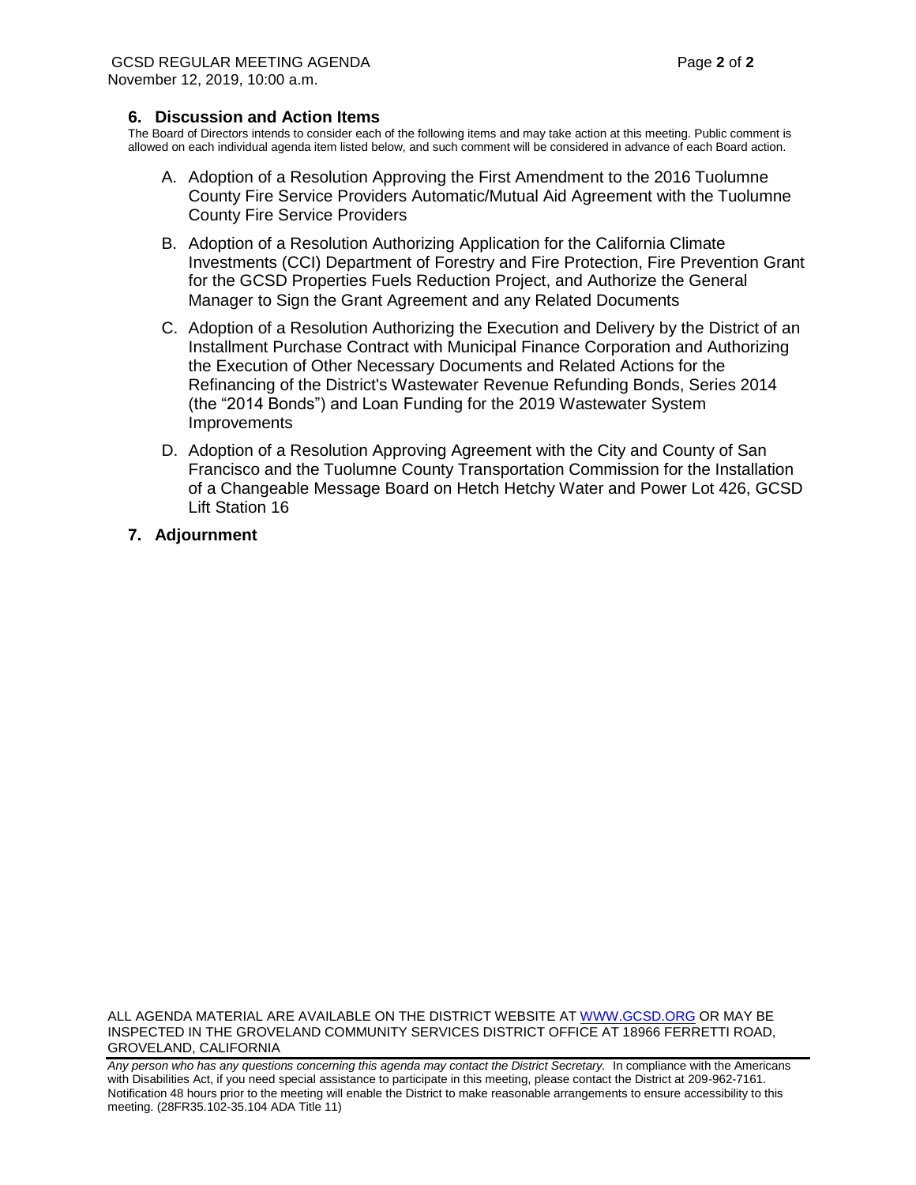## 6. Discussion and Action Items

The Board of Directors intends to consider each of the following items and may take action at this meeting. Public comment is allowed on each individual agenda item listed below, and such comment will be considered in advance of each Board action.

A. Adoption of a Resolution Approving the First Amendment to the 2016 Tuolumne County Fire Service Providers Automatic/Mutual Aid Agreement with the Tuolumne County Fire Service Providers

B. Adoption of a Resolution Authorizing Application for the California Climate Investments (CCI) Department of Forestry and Fire Protection, Fire Prevention Grant for the GCSD Properties Fuels Reduction Project, and Authorize the General Manager to Sign the Grant Agreement and any Related Documents

C. Adoption of a Resolution Authorizing the Execution and Delivery by the District of an Installment Purchase Contract with Municipal Finance Corporation and Authorizing the Execution of Other Necessary Documents and Related Actions for the Refinancing of the District's Wastewater Revenue Refunding Bonds, Series 2014 (the "2014 Bonds") and Loan Funding for the 2019 Wastewater System Improvements

D. Adoption of a Resolution Approving Agreement with the City and County of San Francisco and the Tuolumne County Transportation Commission for the Installation of a Changeable Message Board on Hetch Hetchy Water and Power Lot 426, GCSD Lift Station 16

## 7. Adjournment

ALL AGENDA MATERIAL ARE AVAILABLE ON THE DISTRICT WEBSITE AT WWW.GCSD.ORG OR MAY BE INSPECTED IN THE GROVELAND COMMUNITY SERVICES DISTRICT OFFICE AT 18966 FERRETTI ROAD, GROVELAND, CALIFORNIA

*Any person who has any questions concerning this agenda may contact the District Secretary.* In compliance with the Americans with Disabilities Act, if you need special assistance to participate in this meeting, please contact the District at 209-962-7161. Notification 48 hours prior to the meeting will enable the District to make reasonable arrangements to ensure accessibility to this meeting. (28FR35.102-35.104 ADA Title 11)